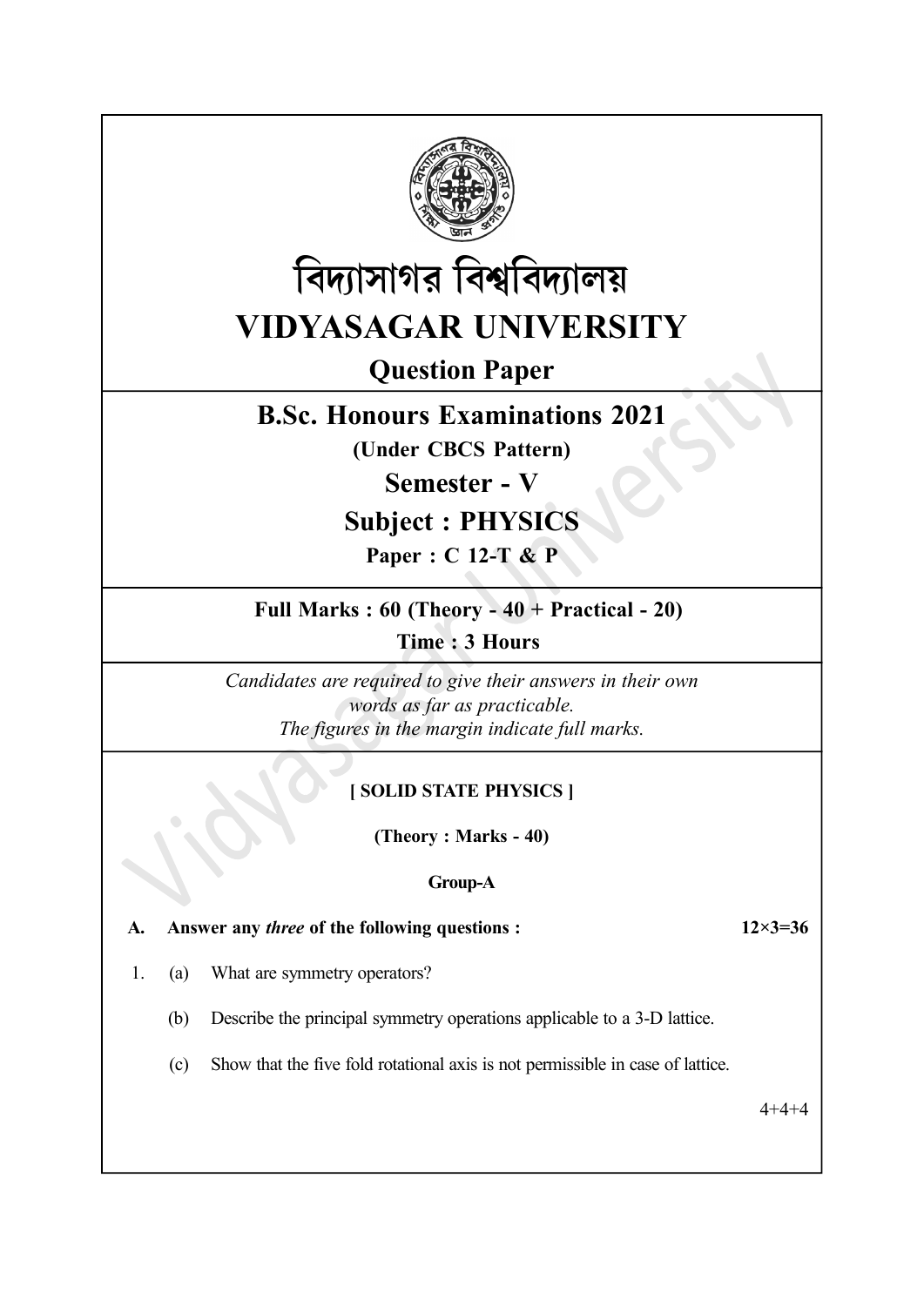# বিদ্যাসাগর বিশ্ববিদ্যালয়

# VIDYASAGAR UNIVERSITY

## Question Paper

## B.Sc. Honours Examinations 2021

**(Under CBCS Pattern)**

## Semester - V

## Subject : PHYSICS

**Paper : C 12-T & P**

**Full Marks : 60 (Theory - 40 + Practical - 20)**

**Time : 3 Hours**

*Candidates are required to give their answers in their own words as far as practicable.*
*The figures in the margin indicate full marks.*

**[ SOLID STATE PHYSICS ]**

**(Theory : Marks - 40)**

**Group-A**

**A. Answer any *three* of the following questions :** **12×3=36**

1. (a) What are symmetry operators?

   (b) Describe the principal symmetry operations applicable to a 3-D lattice.

   (c) Show that the five fold rotational axis is not permissible in case of lattice.

   4+4+4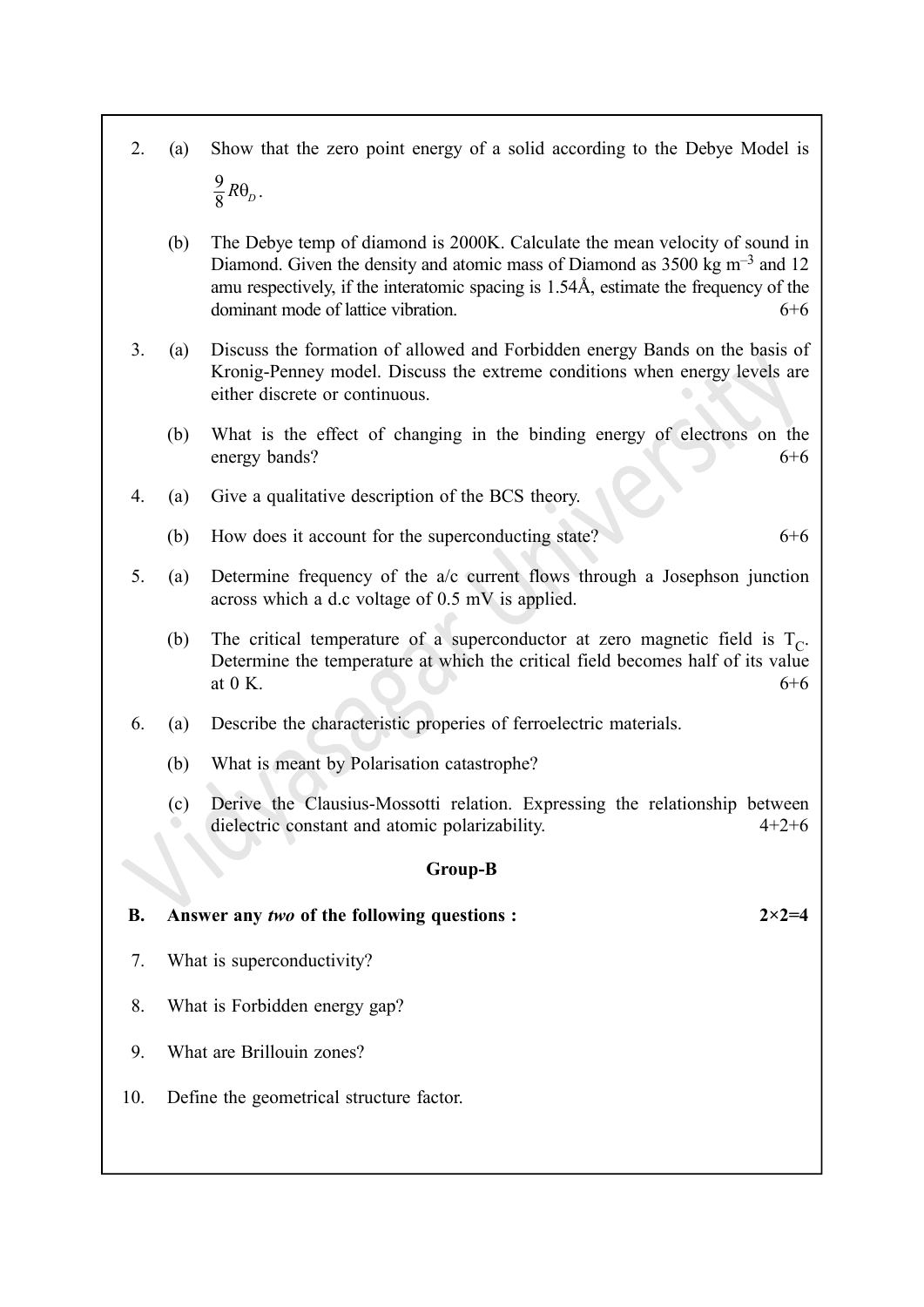2. (a) Show that the zero point energy of a solid according to the Debye Model is $\frac{9}{8}R\theta_D$.

   (b) The Debye temp of diamond is 2000K. Calculate the mean velocity of sound in Diamond. Given the density and atomic mass of Diamond as 3500 kg $m^{-3}$ and 12 amu respectively, if the interatomic spacing is 1.54Å, estimate the frequency of the dominant mode of lattice vibration. 6+6

3. (a) Discuss the formation of allowed and Forbidden energy Bands on the basis of Kronig-Penney model. Discuss the extreme conditions when energy levels are either discrete or continuous.

   (b) What is the effect of changing in the binding energy of electrons on the energy bands? 6+6

4. (a) Give a qualitative description of the BCS theory.

   (b) How does it account for the superconducting state? 6+6

5. (a) Determine frequency of the a/c current flows through a Josephson junction across which a d.c voltage of 0.5 mV is applied.

   (b) The critical temperature of a superconductor at zero magnetic field is $T_C$. Determine the temperature at which the critical field becomes half of its value at 0 K. 6+6

6. (a) Describe the characteristic properies of ferroelectric materials.

   (b) What is meant by Polarisation catastrophe?

   (c) Derive the Clausius-Mossotti relation. Expressing the relationship between dielectric constant and atomic polarizability. 4+2+6

**Group-B**

**B. Answer any *two* of the following questions : 2×2=4**

7. What is superconductivity?

8. What is Forbidden energy gap?

9. What are Brillouin zones?

10. Define the geometrical structure factor.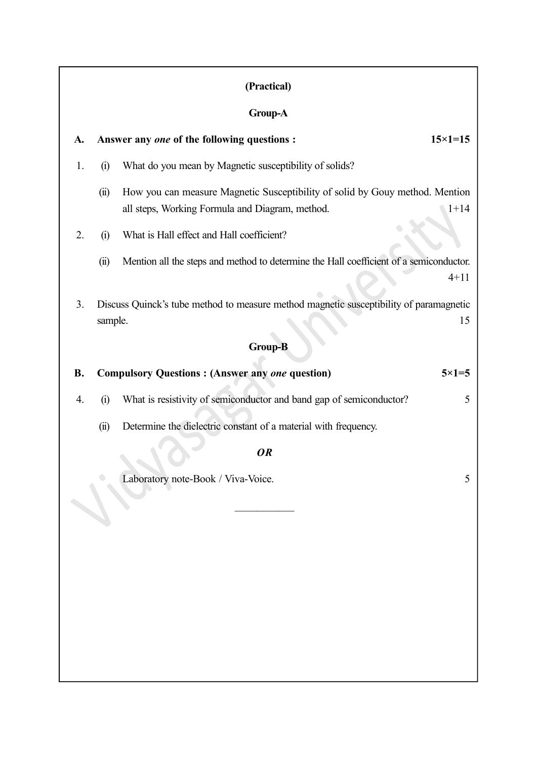**(Practical)**

**Group-A**

**A. Answer any *one* of the following questions : 15×1=15**

1. (i) What do you mean by Magnetic susceptibility of solids?

   (ii) How you can measure Magnetic Susceptibility of solid by Gouy method. Mention all steps, Working Formula and Diagram, method. 1+14

2. (i) What is Hall effect and Hall coefficient?

   (ii) Mention all the steps and method to determine the Hall coefficient of a semiconductor. 4+11

3. Discuss Quinck's tube method to measure method magnetic susceptibility of paramagnetic sample. 15

**Group-B**

**B. Compulsory Questions : (Answer any *one* question) 5×1=5**

4. (i) What is resistivity of semiconductor and band gap of semiconductor? 5

   (ii) Determine the dielectric constant of a material with frequency.

***OR***

Laboratory note-Book / Viva-Voice. 5